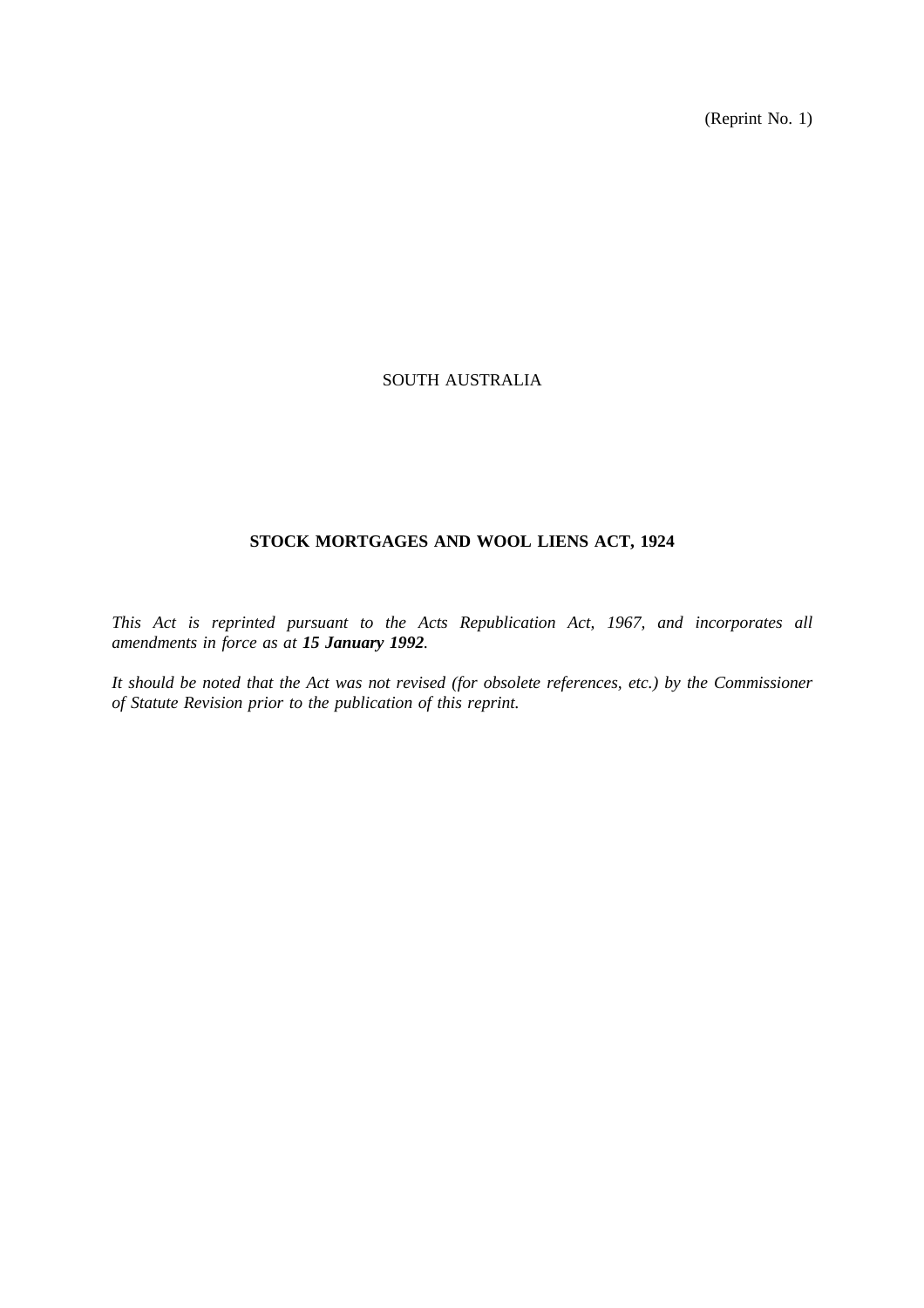(Reprint No. 1)

SOUTH AUSTRALIA

# STOCK MORTGAGES AND WOOL LIENS ACT, 1924

*This Act is reprinted pursuant to the Acts Republication Act, 1967, and incorporates all amendments in force as at **15 January 1992**.*

*It should be noted that the Act was not revised (for obsolete references, etc.) by the Commissioner of Statute Revision prior to the publication of this reprint.*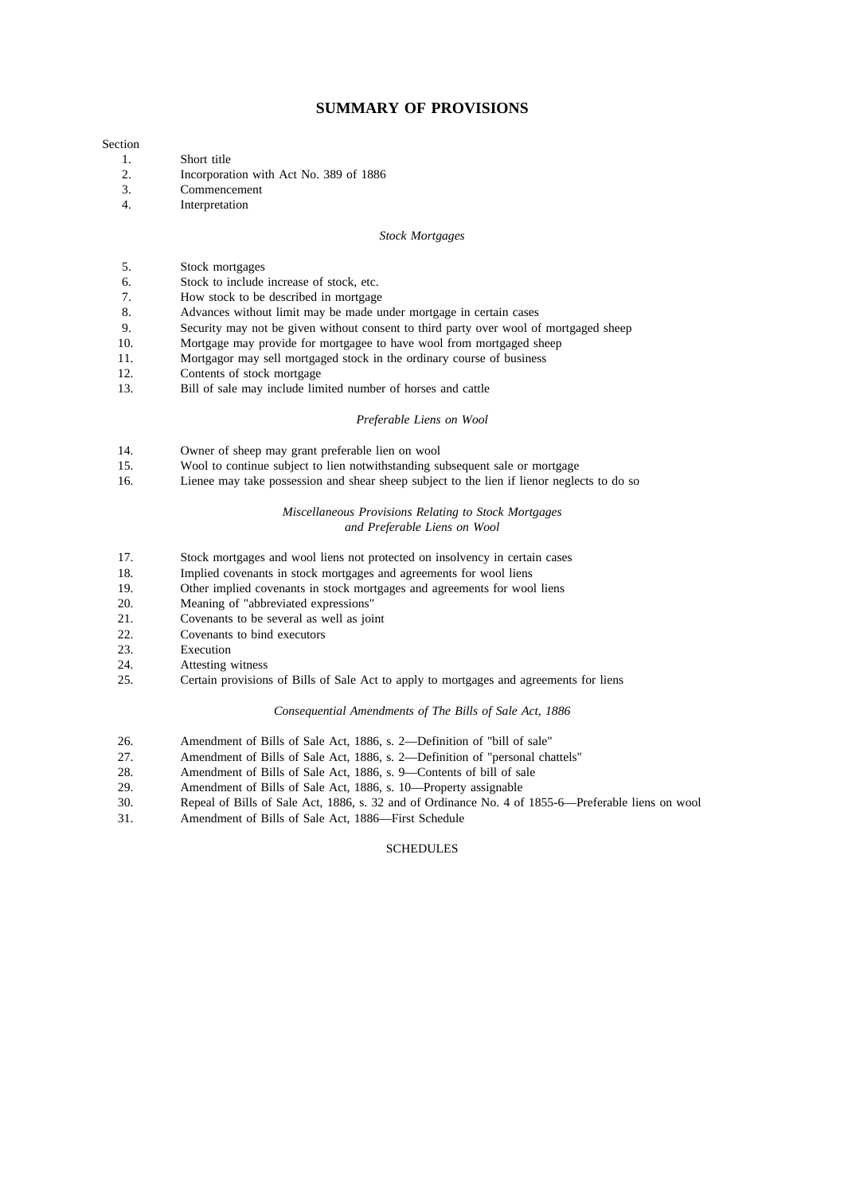## SUMMARY OF PROVISIONS

Section

1. Short title
2. Incorporation with Act No. 389 of 1886
3. Commencement
4. Interpretation

*Stock Mortgages*

5. Stock mortgages
6. Stock to include increase of stock, etc.
7. How stock to be described in mortgage
8. Advances without limit may be made under mortgage in certain cases
9. Security may not be given without consent to third party over wool of mortgaged sheep
10. Mortgage may provide for mortgagee to have wool from mortgaged sheep
11. Mortgagor may sell mortgaged stock in the ordinary course of business
12. Contents of stock mortgage
13. Bill of sale may include limited number of horses and cattle

*Preferable Liens on Wool*

14. Owner of sheep may grant preferable lien on wool
15. Wool to continue subject to lien notwithstanding subsequent sale or mortgage
16. Lienee may take possession and shear sheep subject to the lien if lienor neglects to do so

*Miscellaneous Provisions Relating to Stock Mortgages and Preferable Liens on Wool*

17. Stock mortgages and wool liens not protected on insolvency in certain cases
18. Implied covenants in stock mortgages and agreements for wool liens
19. Other implied covenants in stock mortgages and agreements for wool liens
20. Meaning of "abbreviated expressions"
21. Covenants to be several as well as joint
22. Covenants to bind executors
23. Execution
24. Attesting witness
25. Certain provisions of Bills of Sale Act to apply to mortgages and agreements for liens

*Consequential Amendments of The Bills of Sale Act, 1886*

26. Amendment of Bills of Sale Act, 1886, s. 2—Definition of "bill of sale"
27. Amendment of Bills of Sale Act, 1886, s. 2—Definition of "personal chattels"
28. Amendment of Bills of Sale Act, 1886, s. 9—Contents of bill of sale
29. Amendment of Bills of Sale Act, 1886, s. 10—Property assignable
30. Repeal of Bills of Sale Act, 1886, s. 32 and of Ordinance No. 4 of 1855-6—Preferable liens on wool
31. Amendment of Bills of Sale Act, 1886—First Schedule

SCHEDULES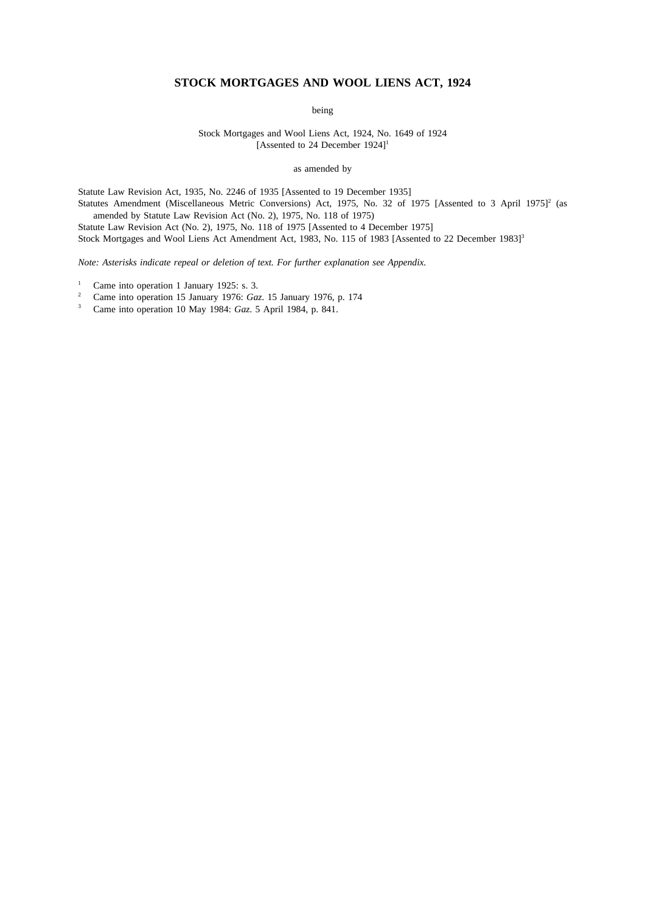# STOCK MORTGAGES AND WOOL LIENS ACT, 1924

being

Stock Mortgages and Wool Liens Act, 1924, No. 1649 of 1924
[Assented to 24 December 1924][1]

as amended by

Statute Law Revision Act, 1935, No. 2246 of 1935 [Assented to 19 December 1935]
Statutes Amendment (Miscellaneous Metric Conversions) Act, 1975, No. 32 of 1975 [Assented to 3 April 1975][2] (as amended by Statute Law Revision Act (No. 2), 1975, No. 118 of 1975)
Statute Law Revision Act (No. 2), 1975, No. 118 of 1975 [Assented to 4 December 1975]
Stock Mortgages and Wool Liens Act Amendment Act, 1983, No. 115 of 1983 [Assented to 22 December 1983][3]

*Note: Asterisks indicate repeal or deletion of text. For further explanation see Appendix.*

[1] Came into operation 1 January 1925: s. 3.
[2] Came into operation 15 January 1976: *Gaz.* 15 January 1976, p. 174
[3] Came into operation 10 May 1984: *Gaz.* 5 April 1984, p. 841.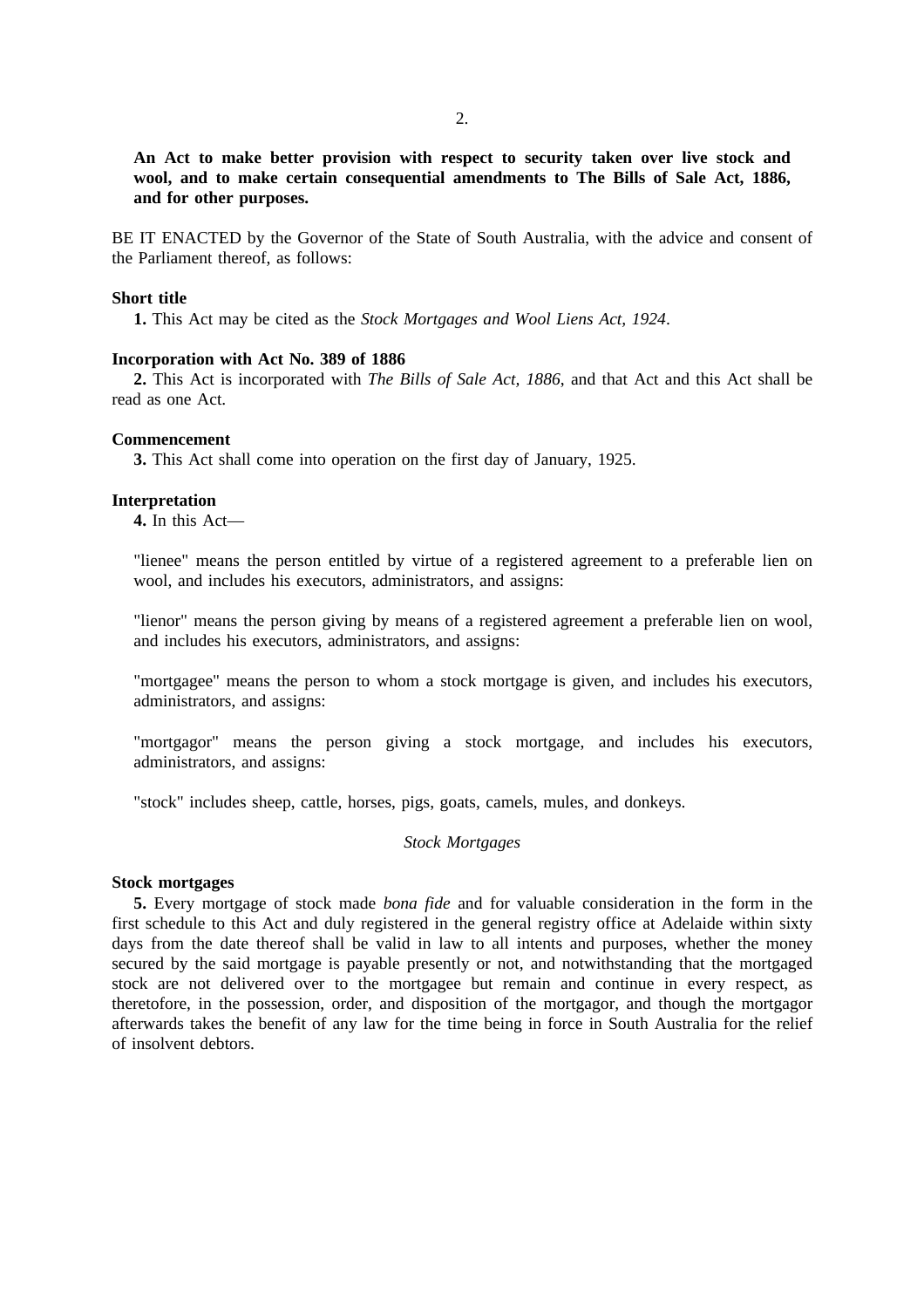**An Act to make better provision with respect to security taken over live stock and wool, and to make certain consequential amendments to The Bills of Sale Act, 1886, and for other purposes.**

BE IT ENACTED by the Governor of the State of South Australia, with the advice and consent of the Parliament thereof, as follows:

**Short title**

**1.** This Act may be cited as the *Stock Mortgages and Wool Liens Act, 1924*.

**Incorporation with Act No. 389 of 1886**

**2.** This Act is incorporated with *The Bills of Sale Act, 1886*, and that Act and this Act shall be read as one Act.

**Commencement**

**3.** This Act shall come into operation on the first day of January, 1925.

**Interpretation**

**4.** In this Act—

"lienee" means the person entitled by virtue of a registered agreement to a preferable lien on wool, and includes his executors, administrators, and assigns:

"lienor" means the person giving by means of a registered agreement a preferable lien on wool, and includes his executors, administrators, and assigns:

"mortgagee" means the person to whom a stock mortgage is given, and includes his executors, administrators, and assigns:

"mortgagor" means the person giving a stock mortgage, and includes his executors, administrators, and assigns:

"stock" includes sheep, cattle, horses, pigs, goats, camels, mules, and donkeys.

*Stock Mortgages*

**Stock mortgages**

**5.** Every mortgage of stock made *bona fide* and for valuable consideration in the form in the first schedule to this Act and duly registered in the general registry office at Adelaide within sixty days from the date thereof shall be valid in law to all intents and purposes, whether the money secured by the said mortgage is payable presently or not, and notwithstanding that the mortgaged stock are not delivered over to the mortgagee but remain and continue in every respect, as theretofore, in the possession, order, and disposition of the mortgagor, and though the mortgagor afterwards takes the benefit of any law for the time being in force in South Australia for the relief of insolvent debtors.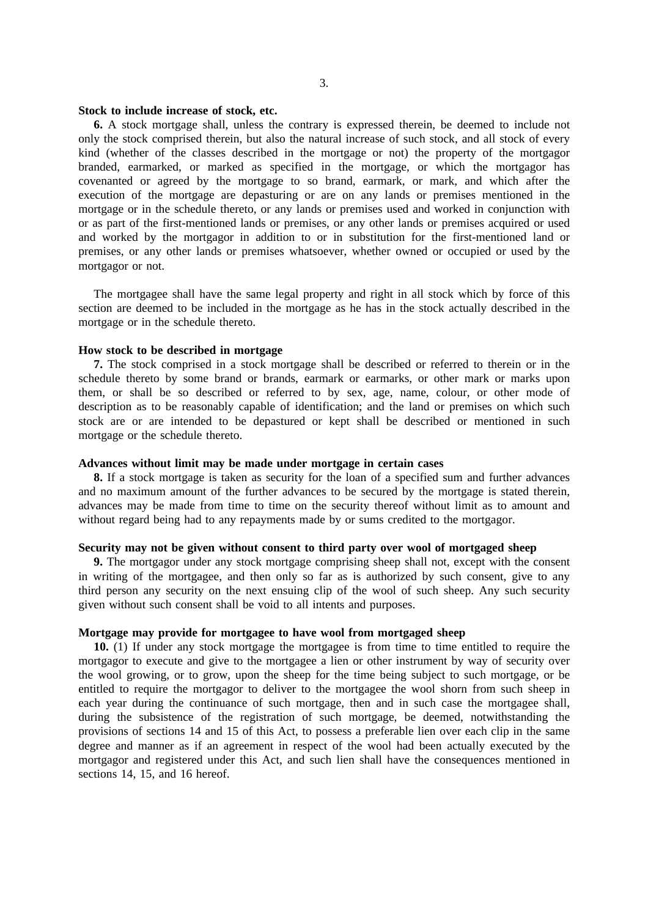**Stock to include increase of stock, etc.**

**6.** A stock mortgage shall, unless the contrary is expressed therein, be deemed to include not only the stock comprised therein, but also the natural increase of such stock, and all stock of every kind (whether of the classes described in the mortgage or not) the property of the mortgagor branded, earmarked, or marked as specified in the mortgage, or which the mortgagor has covenanted or agreed by the mortgage to so brand, earmark, or mark, and which after the execution of the mortgage are depasturing or are on any lands or premises mentioned in the mortgage or in the schedule thereto, or any lands or premises used and worked in conjunction with or as part of the first-mentioned lands or premises, or any other lands or premises acquired or used and worked by the mortgagor in addition to or in substitution for the first-mentioned land or premises, or any other lands or premises whatsoever, whether owned or occupied or used by the mortgagor or not.

The mortgagee shall have the same legal property and right in all stock which by force of this section are deemed to be included in the mortgage as he has in the stock actually described in the mortgage or in the schedule thereto.

**How stock to be described in mortgage**

**7.** The stock comprised in a stock mortgage shall be described or referred to therein or in the schedule thereto by some brand or brands, earmark or earmarks, or other mark or marks upon them, or shall be so described or referred to by sex, age, name, colour, or other mode of description as to be reasonably capable of identification; and the land or premises on which such stock are or are intended to be depastured or kept shall be described or mentioned in such mortgage or the schedule thereto.

**Advances without limit may be made under mortgage in certain cases**

**8.** If a stock mortgage is taken as security for the loan of a specified sum and further advances and no maximum amount of the further advances to be secured by the mortgage is stated therein, advances may be made from time to time on the security thereof without limit as to amount and without regard being had to any repayments made by or sums credited to the mortgagor.

**Security may not be given without consent to third party over wool of mortgaged sheep**

**9.** The mortgagor under any stock mortgage comprising sheep shall not, except with the consent in writing of the mortgagee, and then only so far as is authorized by such consent, give to any third person any security on the next ensuing clip of the wool of such sheep. Any such security given without such consent shall be void to all intents and purposes.

**Mortgage may provide for mortgagee to have wool from mortgaged sheep**

**10.** (1) If under any stock mortgage the mortgagee is from time to time entitled to require the mortgagor to execute and give to the mortgagee a lien or other instrument by way of security over the wool growing, or to grow, upon the sheep for the time being subject to such mortgage, or be entitled to require the mortgagor to deliver to the mortgagee the wool shorn from such sheep in each year during the continuance of such mortgage, then and in such case the mortgagee shall, during the subsistence of the registration of such mortgage, be deemed, notwithstanding the provisions of sections 14 and 15 of this Act, to possess a preferable lien over each clip in the same degree and manner as if an agreement in respect of the wool had been actually executed by the mortgagor and registered under this Act, and such lien shall have the consequences mentioned in sections 14, 15, and 16 hereof.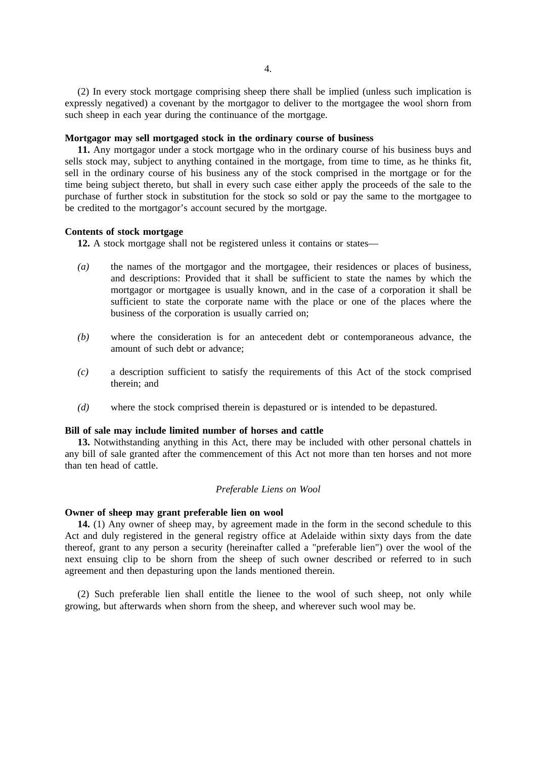(2) In every stock mortgage comprising sheep there shall be implied (unless such implication is expressly negatived) a covenant by the mortgagor to deliver to the mortgagee the wool shorn from such sheep in each year during the continuance of the mortgage.

**Mortgagor may sell mortgaged stock in the ordinary course of business**

**11.** Any mortgagor under a stock mortgage who in the ordinary course of his business buys and sells stock may, subject to anything contained in the mortgage, from time to time, as he thinks fit, sell in the ordinary course of his business any of the stock comprised in the mortgage or for the time being subject thereto, but shall in every such case either apply the proceeds of the sale to the purchase of further stock in substitution for the stock so sold or pay the same to the mortgagee to be credited to the mortgagor's account secured by the mortgage.

**Contents of stock mortgage**

**12.** A stock mortgage shall not be registered unless it contains or states—

*(a)* the names of the mortgagor and the mortgagee, their residences or places of business, and descriptions: Provided that it shall be sufficient to state the names by which the mortgagor or mortgagee is usually known, and in the case of a corporation it shall be sufficient to state the corporate name with the place or one of the places where the business of the corporation is usually carried on;

*(b)* where the consideration is for an antecedent debt or contemporaneous advance, the amount of such debt or advance;

*(c)* a description sufficient to satisfy the requirements of this Act of the stock comprised therein; and

*(d)* where the stock comprised therein is depastured or is intended to be depastured.

**Bill of sale may include limited number of horses and cattle**

**13.** Notwithstanding anything in this Act, there may be included with other personal chattels in any bill of sale granted after the commencement of this Act not more than ten horses and not more than ten head of cattle.

*Preferable Liens on Wool*

**Owner of sheep may grant preferable lien on wool**

**14.** (1) Any owner of sheep may, by agreement made in the form in the second schedule to this Act and duly registered in the general registry office at Adelaide within sixty days from the date thereof, grant to any person a security (hereinafter called a "preferable lien") over the wool of the next ensuing clip to be shorn from the sheep of such owner described or referred to in such agreement and then depasturing upon the lands mentioned therein.

(2) Such preferable lien shall entitle the lienee to the wool of such sheep, not only while growing, but afterwards when shorn from the sheep, and wherever such wool may be.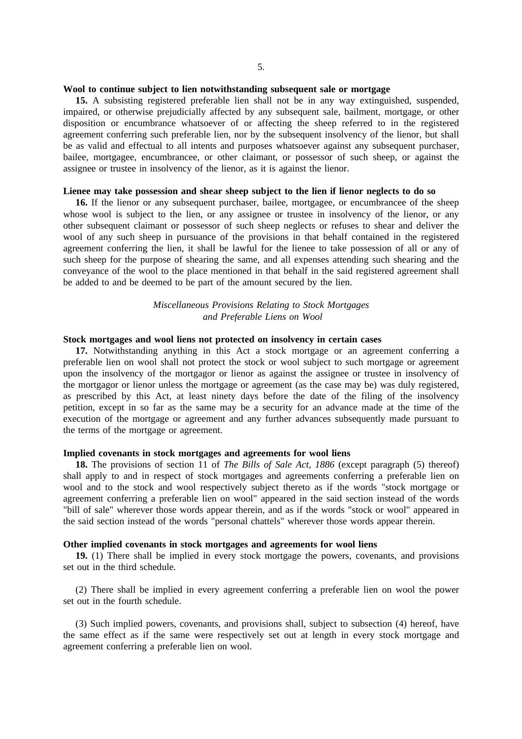**Wool to continue subject to lien notwithstanding subsequent sale or mortgage**

**15.** A subsisting registered preferable lien shall not be in any way extinguished, suspended, impaired, or otherwise prejudicially affected by any subsequent sale, bailment, mortgage, or other disposition or encumbrance whatsoever of or affecting the sheep referred to in the registered agreement conferring such preferable lien, nor by the subsequent insolvency of the lienor, but shall be as valid and effectual to all intents and purposes whatsoever against any subsequent purchaser, bailee, mortgagee, encumbrancee, or other claimant, or possessor of such sheep, or against the assignee or trustee in insolvency of the lienor, as it is against the lienor.

**Lienee may take possession and shear sheep subject to the lien if lienor neglects to do so**

**16.** If the lienor or any subsequent purchaser, bailee, mortgagee, or encumbrancee of the sheep whose wool is subject to the lien, or any assignee or trustee in insolvency of the lienor, or any other subsequent claimant or possessor of such sheep neglects or refuses to shear and deliver the wool of any such sheep in pursuance of the provisions in that behalf contained in the registered agreement conferring the lien, it shall be lawful for the lienee to take possession of all or any of such sheep for the purpose of shearing the same, and all expenses attending such shearing and the conveyance of the wool to the place mentioned in that behalf in the said registered agreement shall be added to and be deemed to be part of the amount secured by the lien.

*Miscellaneous Provisions Relating to Stock Mortgages and Preferable Liens on Wool*

**Stock mortgages and wool liens not protected on insolvency in certain cases**

**17.** Notwithstanding anything in this Act a stock mortgage or an agreement conferring a preferable lien on wool shall not protect the stock or wool subject to such mortgage or agreement upon the insolvency of the mortgagor or lienor as against the assignee or trustee in insolvency of the mortgagor or lienor unless the mortgage or agreement (as the case may be) was duly registered, as prescribed by this Act, at least ninety days before the date of the filing of the insolvency petition, except in so far as the same may be a security for an advance made at the time of the execution of the mortgage or agreement and any further advances subsequently made pursuant to the terms of the mortgage or agreement.

**Implied covenants in stock mortgages and agreements for wool liens**

**18.** The provisions of section 11 of *The Bills of Sale Act, 1886* (except paragraph (5) thereof) shall apply to and in respect of stock mortgages and agreements conferring a preferable lien on wool and to the stock and wool respectively subject thereto as if the words "stock mortgage or agreement conferring a preferable lien on wool" appeared in the said section instead of the words "bill of sale" wherever those words appear therein, and as if the words "stock or wool" appeared in the said section instead of the words "personal chattels" wherever those words appear therein.

**Other implied covenants in stock mortgages and agreements for wool liens**

**19.** (1) There shall be implied in every stock mortgage the powers, covenants, and provisions set out in the third schedule.

(2) There shall be implied in every agreement conferring a preferable lien on wool the power set out in the fourth schedule.

(3) Such implied powers, covenants, and provisions shall, subject to subsection (4) hereof, have the same effect as if the same were respectively set out at length in every stock mortgage and agreement conferring a preferable lien on wool.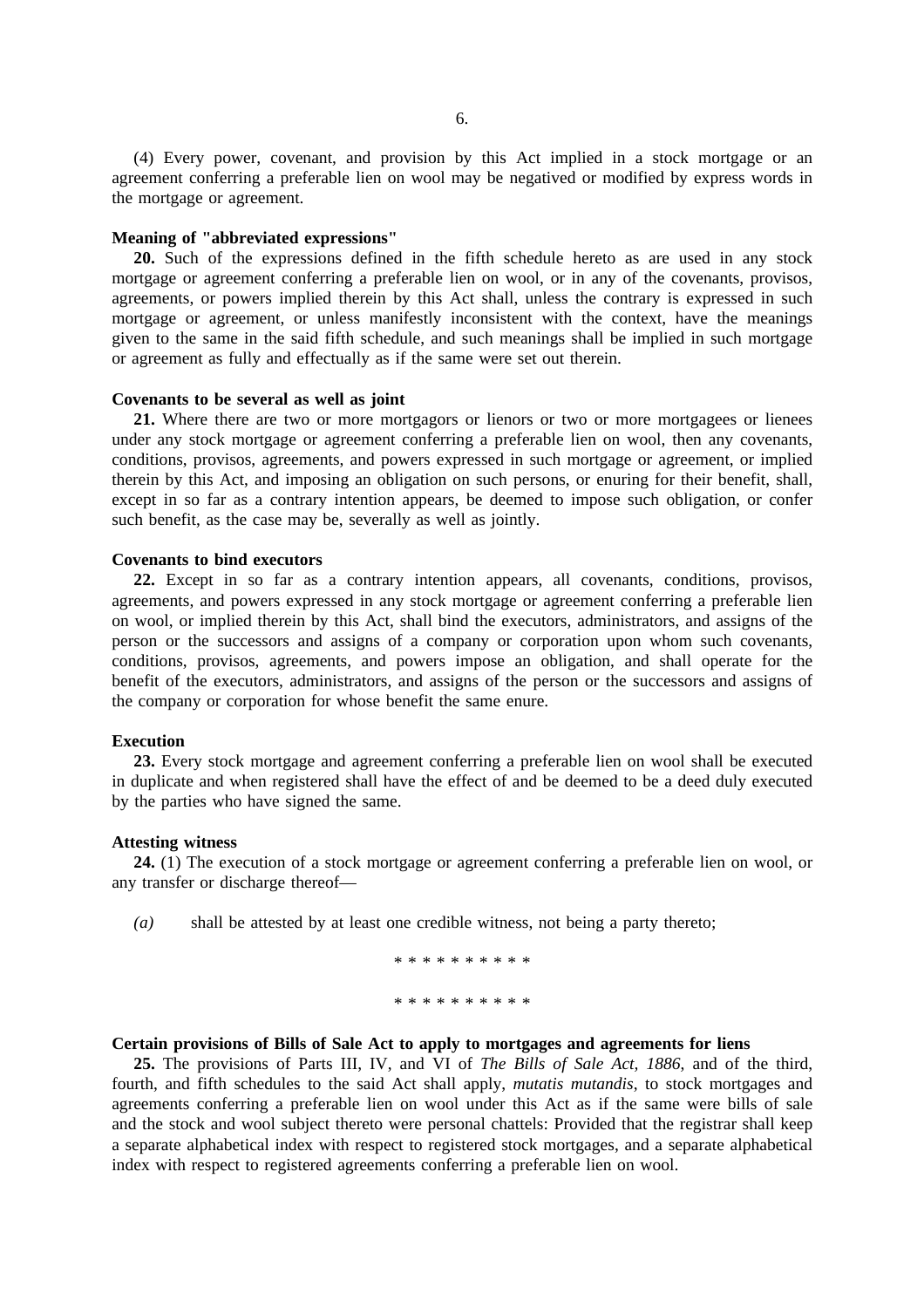(4) Every power, covenant, and provision by this Act implied in a stock mortgage or an agreement conferring a preferable lien on wool may be negatived or modified by express words in the mortgage or agreement.

#### Meaning of "abbreviated expressions"

**20.** Such of the expressions defined in the fifth schedule hereto as are used in any stock mortgage or agreement conferring a preferable lien on wool, or in any of the covenants, provisos, agreements, or powers implied therein by this Act shall, unless the contrary is expressed in such mortgage or agreement, or unless manifestly inconsistent with the context, have the meanings given to the same in the said fifth schedule, and such meanings shall be implied in such mortgage or agreement as fully and effectually as if the same were set out therein.

#### Covenants to be several as well as joint

**21.** Where there are two or more mortgagors or lienors or two or more mortgagees or lienees under any stock mortgage or agreement conferring a preferable lien on wool, then any covenants, conditions, provisos, agreements, and powers expressed in such mortgage or agreement, or implied therein by this Act, and imposing an obligation on such persons, or enuring for their benefit, shall, except in so far as a contrary intention appears, be deemed to impose such obligation, or confer such benefit, as the case may be, severally as well as jointly.

#### Covenants to bind executors

**22.** Except in so far as a contrary intention appears, all covenants, conditions, provisos, agreements, and powers expressed in any stock mortgage or agreement conferring a preferable lien on wool, or implied therein by this Act, shall bind the executors, administrators, and assigns of the person or the successors and assigns of a company or corporation upon whom such covenants, conditions, provisos, agreements, and powers impose an obligation, and shall operate for the benefit of the executors, administrators, and assigns of the person or the successors and assigns of the company or corporation for whose benefit the same enure.

#### Execution

**23.** Every stock mortgage and agreement conferring a preferable lien on wool shall be executed in duplicate and when registered shall have the effect of and be deemed to be a deed duly executed by the parties who have signed the same.

#### Attesting witness

**24.** (1) The execution of a stock mortgage or agreement conferring a preferable lien on wool, or any transfer or discharge thereof—

*(a)* shall be attested by at least one credible witness, not being a party thereto;

* * * * * * * * * *

* * * * * * * * * *

#### Certain provisions of Bills of Sale Act to apply to mortgages and agreements for liens

**25.** The provisions of Parts III, IV, and VI of *The Bills of Sale Act, 1886*, and of the third, fourth, and fifth schedules to the said Act shall apply, *mutatis mutandis*, to stock mortgages and agreements conferring a preferable lien on wool under this Act as if the same were bills of sale and the stock and wool subject thereto were personal chattels: Provided that the registrar shall keep a separate alphabetical index with respect to registered stock mortgages, and a separate alphabetical index with respect to registered agreements conferring a preferable lien on wool.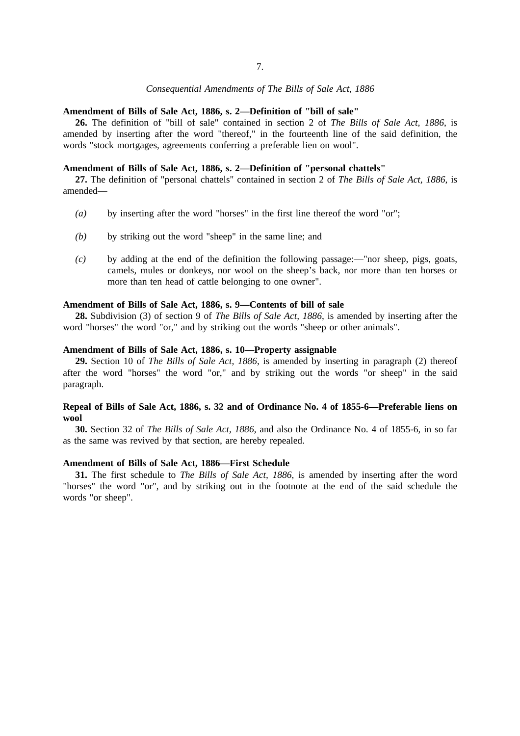*Consequential Amendments of The Bills of Sale Act, 1886*

**Amendment of Bills of Sale Act, 1886, s. 2—Definition of "bill of sale"**

**26.** The definition of "bill of sale" contained in section 2 of *The Bills of Sale Act, 1886*, is amended by inserting after the word "thereof," in the fourteenth line of the said definition, the words "stock mortgages, agreements conferring a preferable lien on wool".

**Amendment of Bills of Sale Act, 1886, s. 2—Definition of "personal chattels"**

**27.** The definition of "personal chattels" contained in section 2 of *The Bills of Sale Act, 1886*, is amended—

*(a)* by inserting after the word "horses" in the first line thereof the word "or";

*(b)* by striking out the word "sheep" in the same line; and

*(c)* by adding at the end of the definition the following passage:—"nor sheep, pigs, goats, camels, mules or donkeys, nor wool on the sheep's back, nor more than ten horses or more than ten head of cattle belonging to one owner".

**Amendment of Bills of Sale Act, 1886, s. 9—Contents of bill of sale**

**28.** Subdivision (3) of section 9 of *The Bills of Sale Act, 1886*, is amended by inserting after the word "horses" the word "or," and by striking out the words "sheep or other animals".

**Amendment of Bills of Sale Act, 1886, s. 10—Property assignable**

**29.** Section 10 of *The Bills of Sale Act, 1886*, is amended by inserting in paragraph (2) thereof after the word "horses" the word "or," and by striking out the words "or sheep" in the said paragraph.

**Repeal of Bills of Sale Act, 1886, s. 32 and of Ordinance No. 4 of 1855-6—Preferable liens on wool**

**30.** Section 32 of *The Bills of Sale Act, 1886*, and also the Ordinance No. 4 of 1855-6, in so far as the same was revived by that section, are hereby repealed.

**Amendment of Bills of Sale Act, 1886—First Schedule**

**31.** The first schedule to *The Bills of Sale Act, 1886*, is amended by inserting after the word "horses" the word "or", and by striking out in the footnote at the end of the said schedule the words "or sheep".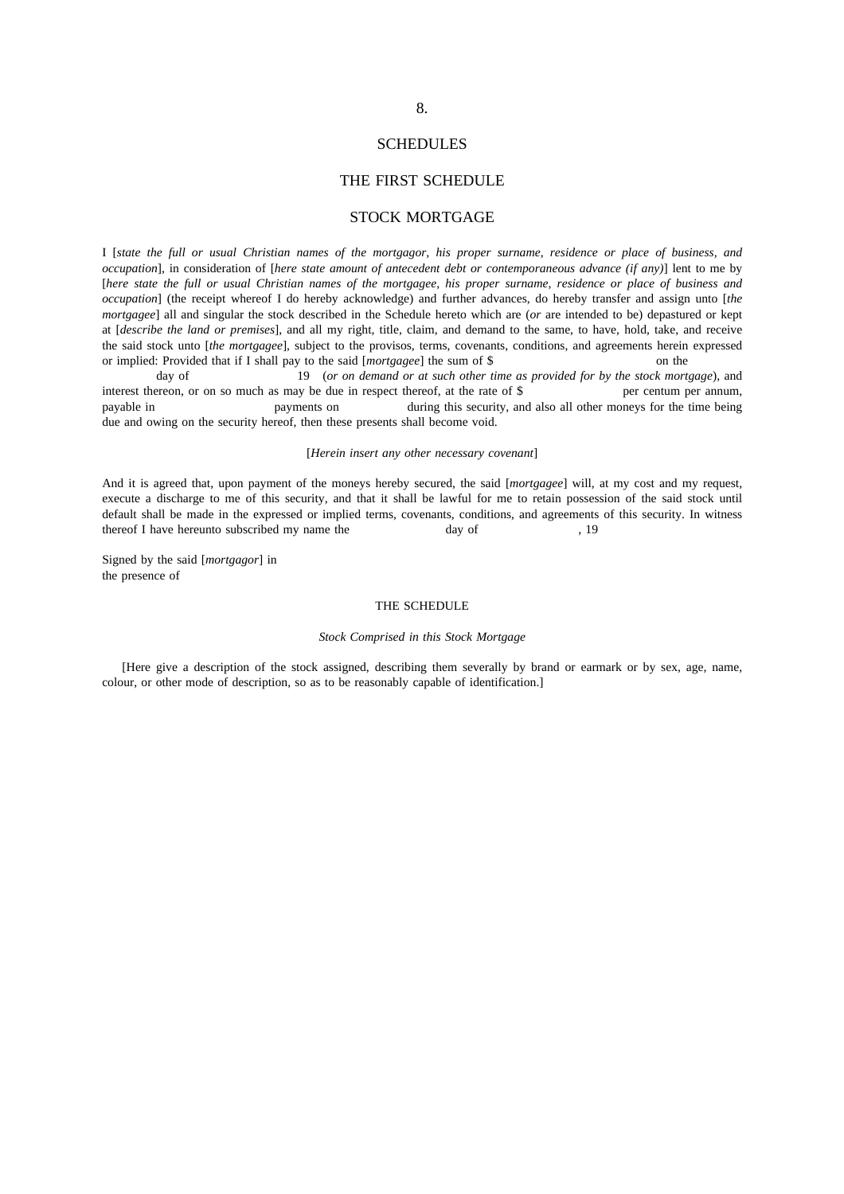8.

## SCHEDULES

## THE FIRST SCHEDULE

## STOCK MORTGAGE

I [*state the full or usual Christian names of the mortgagor, his proper surname, residence or place of business, and occupation*], in consideration of [*here state amount of antecedent debt or contemporaneous advance (if any)*] lent to me by [*here state the full or usual Christian names of the mortgagee, his proper surname, residence or place of business and occupation*] (the receipt whereof I do hereby acknowledge) and further advances, do hereby transfer and assign unto [*the mortgagee*] all and singular the stock described in the Schedule hereto which are (*or* are intended to be) depastured or kept at [*describe the land or premises*], and all my right, title, claim, and demand to the same, to have, hold, take, and receive the said stock unto [*the mortgagee*], subject to the provisos, terms, covenants, conditions, and agreements herein expressed or implied: Provided that if I shall pay to the said [*mortgagee*] the sum of $ on the day of 19 (*or on demand or at such other time as provided for by the stock mortgage*), and interest thereon, or on so much as may be due in respect thereof, at the rate of $ per centum per annum, payable in payments on during this security, and also all other moneys for the time being due and owing on the security hereof, then these presents shall become void.

[*Herein insert any other necessary covenant*]

And it is agreed that, upon payment of the moneys hereby secured, the said [*mortgagee*] will, at my cost and my request, execute a discharge to me of this security, and that it shall be lawful for me to retain possession of the said stock until default shall be made in the expressed or implied terms, covenants, conditions, and agreements of this security. In witness thereof I have hereunto subscribed my name the day of , 19

Signed by the said [*mortgagor*] in
the presence of

### THE SCHEDULE

*Stock Comprised in this Stock Mortgage*

[Here give a description of the stock assigned, describing them severally by brand or earmark or by sex, age, name, colour, or other mode of description, so as to be reasonably capable of identification.]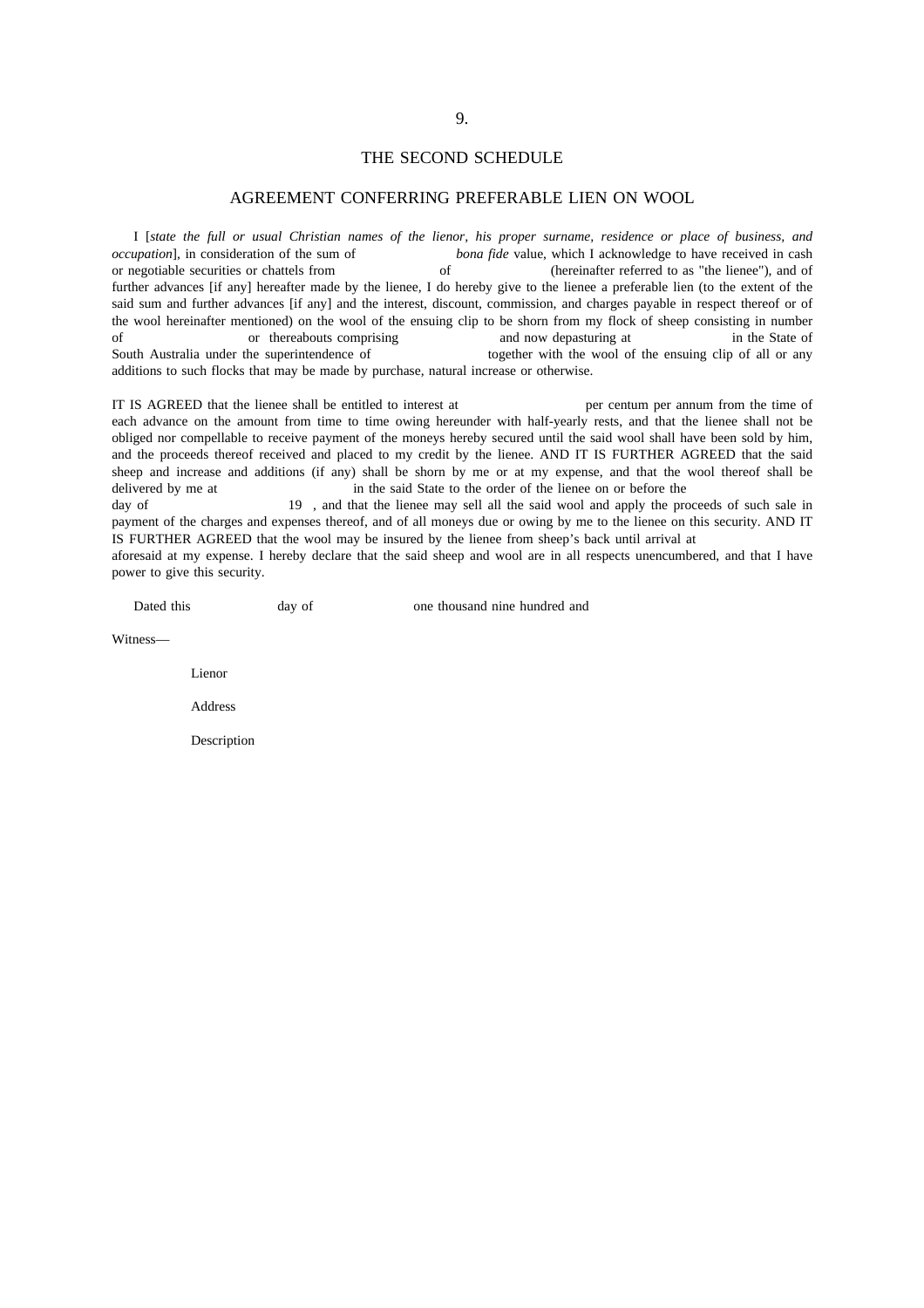## THE SECOND SCHEDULE

## AGREEMENT CONFERRING PREFERABLE LIEN ON WOOL

I [*state the full or usual Christian names of the lienor, his proper surname, residence or place of business, and occupation*], in consideration of the sum of                *bona fide* value, which I acknowledge to have received in cash or negotiable securities or chattels from                of                (hereinafter referred to as "the lienee"), and of further advances [if any] hereafter made by the lienee, I do hereby give to the lienee a preferable lien (to the extent of the said sum and further advances [if any] and the interest, discount, commission, and charges payable in respect thereof or of the wool hereinafter mentioned) on the wool of the ensuing clip to be shorn from my flock of sheep consisting in number of                or thereabouts comprising                and now depasturing at                in the State of South Australia under the superintendence of                together with the wool of the ensuing clip of all or any additions to such flocks that may be made by purchase, natural increase or otherwise.

IT IS AGREED that the lienee shall be entitled to interest at                per centum per annum from the time of each advance on the amount from time to time owing hereunder with half-yearly rests, and that the lienee shall not be obliged nor compellable to receive payment of the moneys hereby secured until the said wool shall have been sold by him, and the proceeds thereof received and placed to my credit by the lienee. AND IT IS FURTHER AGREED that the said sheep and increase and additions (if any) shall be shorn by me or at my expense, and that the wool thereof shall be delivered by me at                in the said State to the order of the lienee on or before the                day of                19    , and that the lienee may sell all the said wool and apply the proceeds of such sale in payment of the charges and expenses thereof, and of all moneys due or owing by me to the lienee on this security. AND IT IS FURTHER AGREED that the wool may be insured by the lienee from sheep's back until arrival at                aforesaid at my expense. I hereby declare that the said sheep and wool are in all respects unencumbered, and that I have power to give this security.

Dated this                day of                one thousand nine hundred and

Witness—

Lienor

Address

Description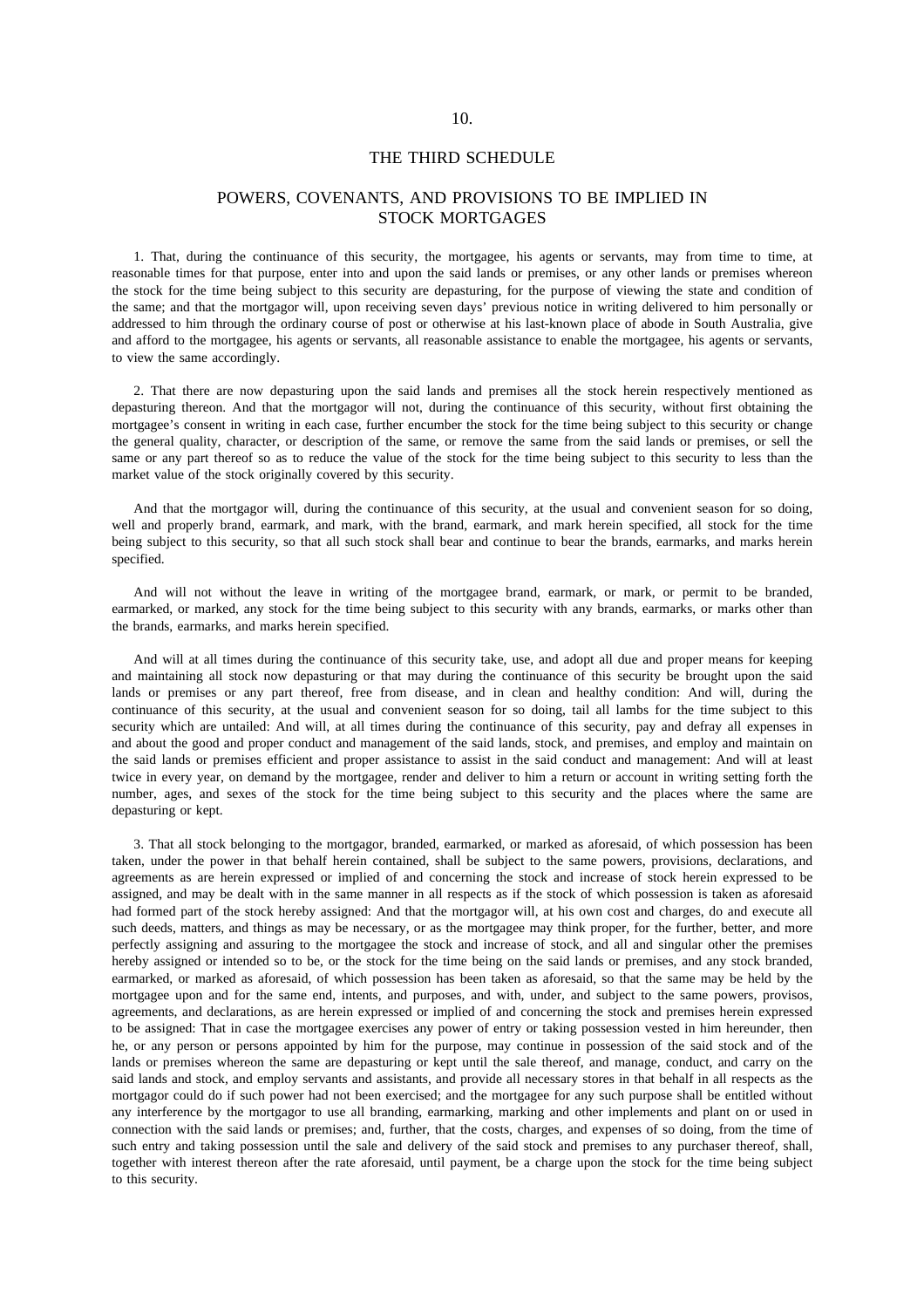## THE THIRD SCHEDULE

## POWERS, COVENANTS, AND PROVISIONS TO BE IMPLIED IN STOCK MORTGAGES

1. That, during the continuance of this security, the mortgagee, his agents or servants, may from time to time, at reasonable times for that purpose, enter into and upon the said lands or premises, or any other lands or premises whereon the stock for the time being subject to this security are depasturing, for the purpose of viewing the state and condition of the same; and that the mortgagor will, upon receiving seven days' previous notice in writing delivered to him personally or addressed to him through the ordinary course of post or otherwise at his last-known place of abode in South Australia, give and afford to the mortgagee, his agents or servants, all reasonable assistance to enable the mortgagee, his agents or servants, to view the same accordingly.

2. That there are now depasturing upon the said lands and premises all the stock herein respectively mentioned as depasturing thereon. And that the mortgagor will not, during the continuance of this security, without first obtaining the mortgagee's consent in writing in each case, further encumber the stock for the time being subject to this security or change the general quality, character, or description of the same, or remove the same from the said lands or premises, or sell the same or any part thereof so as to reduce the value of the stock for the time being subject to this security to less than the market value of the stock originally covered by this security.

And that the mortgagor will, during the continuance of this security, at the usual and convenient season for so doing, well and properly brand, earmark, and mark, with the brand, earmark, and mark herein specified, all stock for the time being subject to this security, so that all such stock shall bear and continue to bear the brands, earmarks, and marks herein specified.

And will not without the leave in writing of the mortgagee brand, earmark, or mark, or permit to be branded, earmarked, or marked, any stock for the time being subject to this security with any brands, earmarks, or marks other than the brands, earmarks, and marks herein specified.

And will at all times during the continuance of this security take, use, and adopt all due and proper means for keeping and maintaining all stock now depasturing or that may during the continuance of this security be brought upon the said lands or premises or any part thereof, free from disease, and in clean and healthy condition: And will, during the continuance of this security, at the usual and convenient season for so doing, tail all lambs for the time subject to this security which are untailed: And will, at all times during the continuance of this security, pay and defray all expenses in and about the good and proper conduct and management of the said lands, stock, and premises, and employ and maintain on the said lands or premises efficient and proper assistance to assist in the said conduct and management: And will at least twice in every year, on demand by the mortgagee, render and deliver to him a return or account in writing setting forth the number, ages, and sexes of the stock for the time being subject to this security and the places where the same are depasturing or kept.

3. That all stock belonging to the mortgagor, branded, earmarked, or marked as aforesaid, of which possession has been taken, under the power in that behalf herein contained, shall be subject to the same powers, provisions, declarations, and agreements as are herein expressed or implied of and concerning the stock and increase of stock herein expressed to be assigned, and may be dealt with in the same manner in all respects as if the stock of which possession is taken as aforesaid had formed part of the stock hereby assigned: And that the mortgagor will, at his own cost and charges, do and execute all such deeds, matters, and things as may be necessary, or as the mortgagee may think proper, for the further, better, and more perfectly assigning and assuring to the mortgagee the stock and increase of stock, and all and singular other the premises hereby assigned or intended so to be, or the stock for the time being on the said lands or premises, and any stock branded, earmarked, or marked as aforesaid, of which possession has been taken as aforesaid, so that the same may be held by the mortgagee upon and for the same end, intents, and purposes, and with, under, and subject to the same powers, provisos, agreements, and declarations, as are herein expressed or implied of and concerning the stock and premises herein expressed to be assigned: That in case the mortgagee exercises any power of entry or taking possession vested in him hereunder, then he, or any person or persons appointed by him for the purpose, may continue in possession of the said stock and of the lands or premises whereon the same are depasturing or kept until the sale thereof, and manage, conduct, and carry on the said lands and stock, and employ servants and assistants, and provide all necessary stores in that behalf in all respects as the mortgagor could do if such power had not been exercised; and the mortgagee for any such purpose shall be entitled without any interference by the mortgagor to use all branding, earmarking, marking and other implements and plant on or used in connection with the said lands or premises; and, further, that the costs, charges, and expenses of so doing, from the time of such entry and taking possession until the sale and delivery of the said stock and premises to any purchaser thereof, shall, together with interest thereon after the rate aforesaid, until payment, be a charge upon the stock for the time being subject to this security.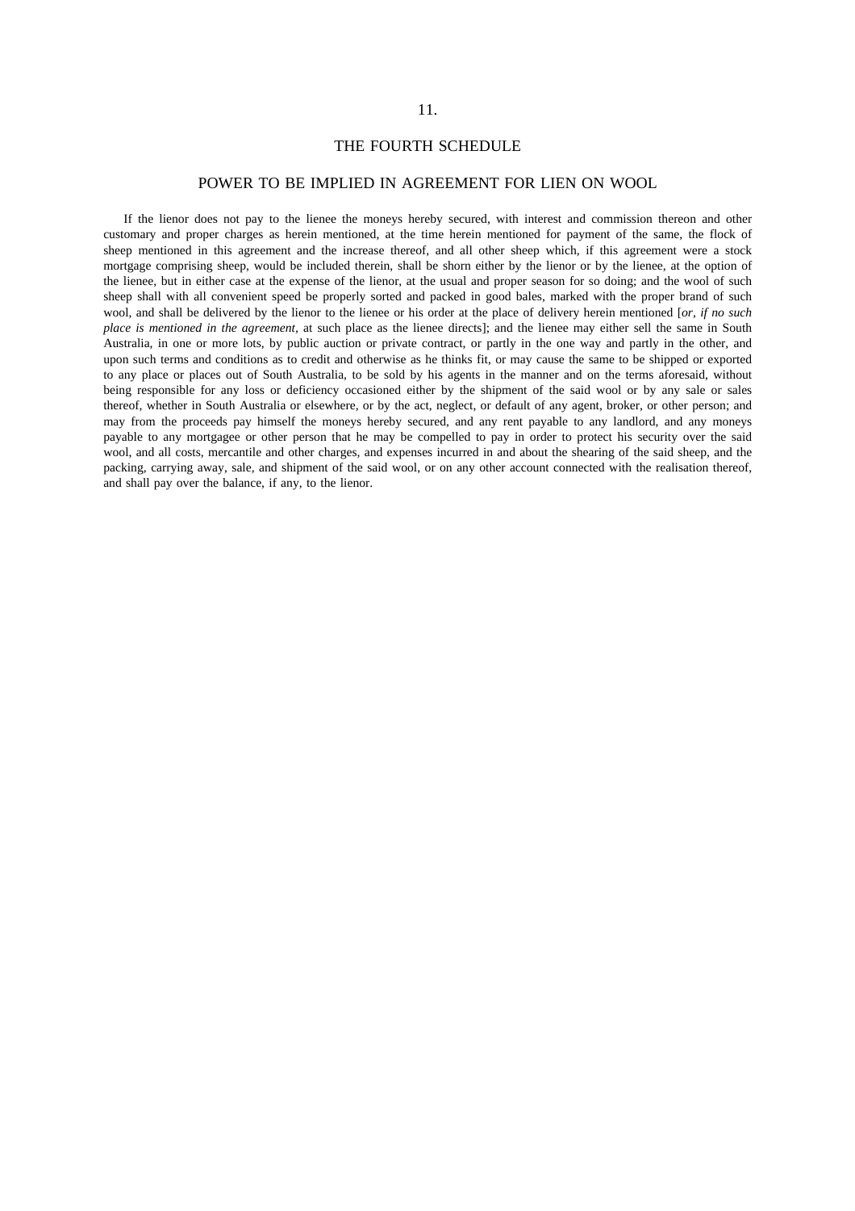## THE FOURTH SCHEDULE

### POWER TO BE IMPLIED IN AGREEMENT FOR LIEN ON WOOL

If the lienor does not pay to the lienee the moneys hereby secured, with interest and commission thereon and other customary and proper charges as herein mentioned, at the time herein mentioned for payment of the same, the flock of sheep mentioned in this agreement and the increase thereof, and all other sheep which, if this agreement were a stock mortgage comprising sheep, would be included therein, shall be shorn either by the lienor or by the lienee, at the option of the lienee, but in either case at the expense of the lienor, at the usual and proper season for so doing; and the wool of such sheep shall with all convenient speed be properly sorted and packed in good bales, marked with the proper brand of such wool, and shall be delivered by the lienor to the lienee or his order at the place of delivery herein mentioned [*or, if no such place is mentioned in the agreement*, at such place as the lienee directs]; and the lienee may either sell the same in South Australia, in one or more lots, by public auction or private contract, or partly in the one way and partly in the other, and upon such terms and conditions as to credit and otherwise as he thinks fit, or may cause the same to be shipped or exported to any place or places out of South Australia, to be sold by his agents in the manner and on the terms aforesaid, without being responsible for any loss or deficiency occasioned either by the shipment of the said wool or by any sale or sales thereof, whether in South Australia or elsewhere, or by the act, neglect, or default of any agent, broker, or other person; and may from the proceeds pay himself the moneys hereby secured, and any rent payable to any landlord, and any moneys payable to any mortgagee or other person that he may be compelled to pay in order to protect his security over the said wool, and all costs, mercantile and other charges, and expenses incurred in and about the shearing of the said sheep, and the packing, carrying away, sale, and shipment of the said wool, or on any other account connected with the realisation thereof, and shall pay over the balance, if any, to the lienor.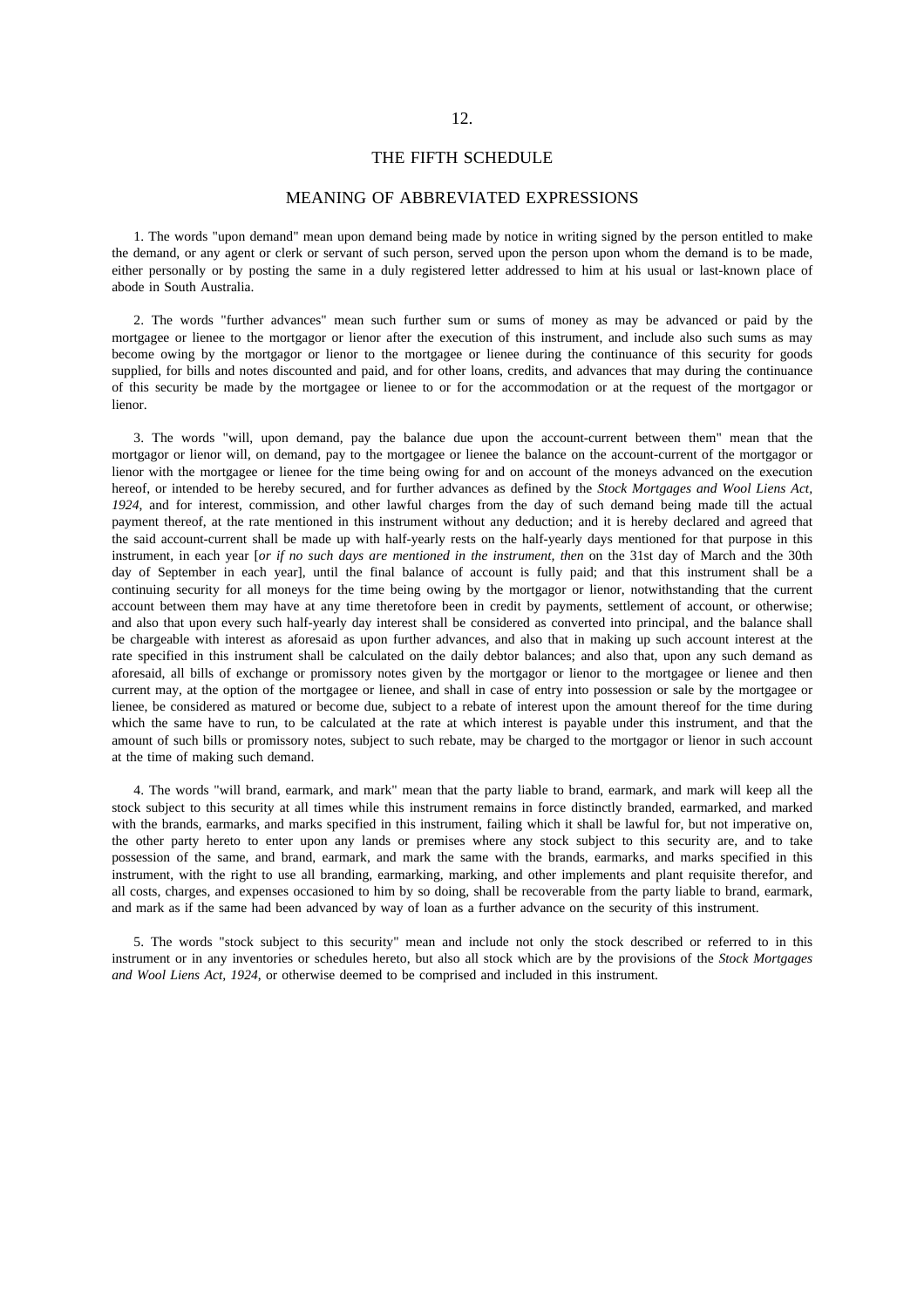## THE FIFTH SCHEDULE

### MEANING OF ABBREVIATED EXPRESSIONS

1. The words "upon demand" mean upon demand being made by notice in writing signed by the person entitled to make the demand, or any agent or clerk or servant of such person, served upon the person upon whom the demand is to be made, either personally or by posting the same in a duly registered letter addressed to him at his usual or last-known place of abode in South Australia.

2. The words "further advances" mean such further sum or sums of money as may be advanced or paid by the mortgagee or lienee to the mortgagor or lienor after the execution of this instrument, and include also such sums as may become owing by the mortgagor or lienor to the mortgagee or lienee during the continuance of this security for goods supplied, for bills and notes discounted and paid, and for other loans, credits, and advances that may during the continuance of this security be made by the mortgagee or lienee to or for the accommodation or at the request of the mortgagor or lienor.

3. The words "will, upon demand, pay the balance due upon the account-current between them" mean that the mortgagor or lienor will, on demand, pay to the mortgagee or lienee the balance on the account-current of the mortgagor or lienor with the mortgagee or lienee for the time being owing for and on account of the moneys advanced on the execution hereof, or intended to be hereby secured, and for further advances as defined by the *Stock Mortgages and Wool Liens Act, 1924*, and for interest, commission, and other lawful charges from the day of such demand being made till the actual payment thereof, at the rate mentioned in this instrument without any deduction; and it is hereby declared and agreed that the said account-current shall be made up with half-yearly rests on the half-yearly days mentioned for that purpose in this instrument, in each year [*or if no such days are mentioned in the instrument, then* on the 31st day of March and the 30th day of September in each year], until the final balance of account is fully paid; and that this instrument shall be a continuing security for all moneys for the time being owing by the mortgagor or lienor, notwithstanding that the current account between them may have at any time theretofore been in credit by payments, settlement of account, or otherwise; and also that upon every such half-yearly day interest shall be considered as converted into principal, and the balance shall be chargeable with interest as aforesaid as upon further advances, and also that in making up such account interest at the rate specified in this instrument shall be calculated on the daily debtor balances; and also that, upon any such demand as aforesaid, all bills of exchange or promissory notes given by the mortgagor or lienor to the mortgagee or lienee and then current may, at the option of the mortgagee or lienee, and shall in case of entry into possession or sale by the mortgagee or lienee, be considered as matured or become due, subject to a rebate of interest upon the amount thereof for the time during which the same have to run, to be calculated at the rate at which interest is payable under this instrument, and that the amount of such bills or promissory notes, subject to such rebate, may be charged to the mortgagor or lienor in such account at the time of making such demand.

4. The words "will brand, earmark, and mark" mean that the party liable to brand, earmark, and mark will keep all the stock subject to this security at all times while this instrument remains in force distinctly branded, earmarked, and marked with the brands, earmarks, and marks specified in this instrument, failing which it shall be lawful for, but not imperative on, the other party hereto to enter upon any lands or premises where any stock subject to this security are, and to take possession of the same, and brand, earmark, and mark the same with the brands, earmarks, and marks specified in this instrument, with the right to use all branding, earmarking, marking, and other implements and plant requisite therefor, and all costs, charges, and expenses occasioned to him by so doing, shall be recoverable from the party liable to brand, earmark, and mark as if the same had been advanced by way of loan as a further advance on the security of this instrument.

5. The words "stock subject to this security" mean and include not only the stock described or referred to in this instrument or in any inventories or schedules hereto, but also all stock which are by the provisions of the *Stock Mortgages and Wool Liens Act, 1924*, or otherwise deemed to be comprised and included in this instrument.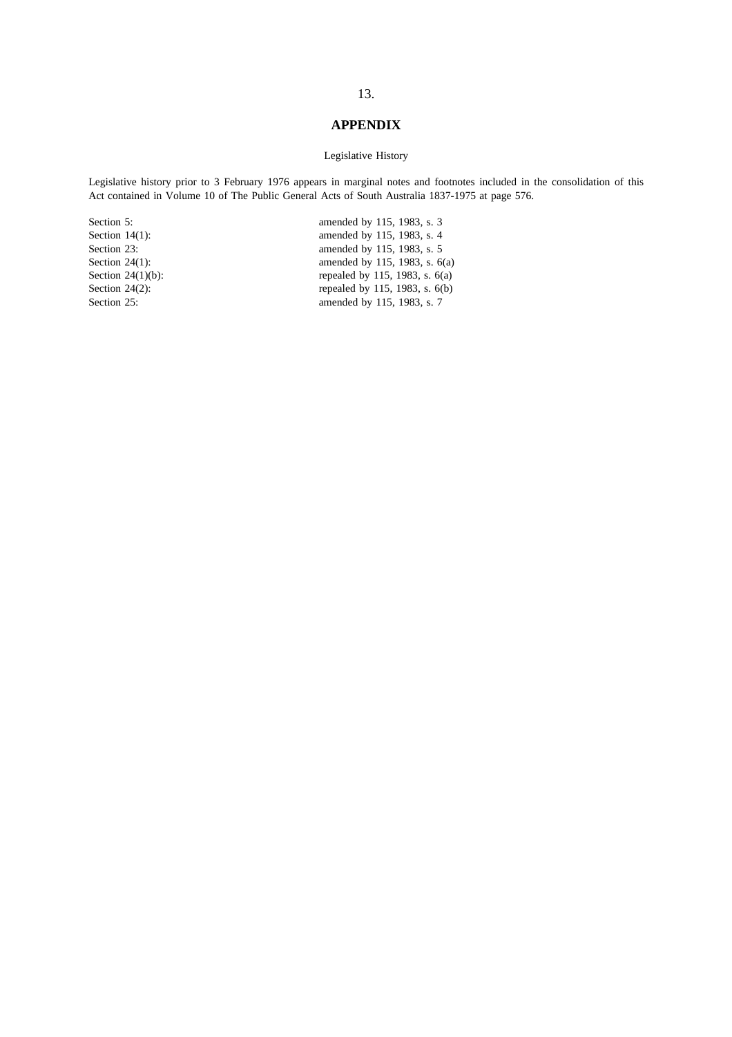# APPENDIX

Legislative History

Legislative history prior to 3 February 1976 appears in marginal notes and footnotes included in the consolidation of this Act contained in Volume 10 of The Public General Acts of South Australia 1837-1975 at page 576.

| | |
|---|---|
| Section 5: | amended by 115, 1983, s. 3 |
| Section 14(1): | amended by 115, 1983, s. 4 |
| Section 23: | amended by 115, 1983, s. 5 |
| Section 24(1): | amended by 115, 1983, s. 6(a) |
| Section 24(1)(b): | repealed by 115, 1983, s. 6(a) |
| Section 24(2): | repealed by 115, 1983, s. 6(b) |
| Section 25: | amended by 115, 1983, s. 7 |